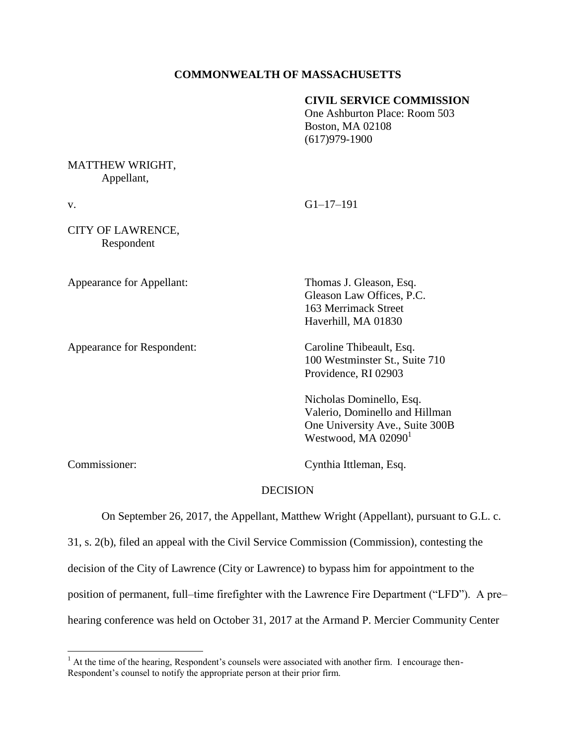**COMMONWEALTH OF MASSACHUSETTS**

**CIVIL SERVICE COMMISSION**
One Ashburton Place: Room 503
Boston, MA 02108
(617)979-1900

MATTHEW WRIGHT,
Appellant,

v. G1–17–191

CITY OF LAWRENCE,
Respondent

Appearance for Appellant: Thomas J. Gleason, Esq.
Gleason Law Offices, P.C.
163 Merrimack Street
Haverhill, MA 01830

Appearance for Respondent: Caroline Thibeault, Esq.
100 Westminster St., Suite 710
Providence, RI 02903

Nicholas Dominello, Esq.
Valerio, Dominello and Hillman
One University Ave., Suite 300B
Westwood, MA 02090[1]

Commissioner: Cynthia Ittleman, Esq.

DECISION

On September 26, 2017, the Appellant, Matthew Wright (Appellant), pursuant to G.L. c. 31, s. 2(b), filed an appeal with the Civil Service Commission (Commission), contesting the decision of the City of Lawrence (City or Lawrence) to bypass him for appointment to the position of permanent, full–time firefighter with the Lawrence Fire Department ("LFD"). A pre–hearing conference was held on October 31, 2017 at the Armand P. Mercier Community Center

[1] At the time of the hearing, Respondent's counsels were associated with another firm. I encourage then-Respondent's counsel to notify the appropriate person at their prior firm.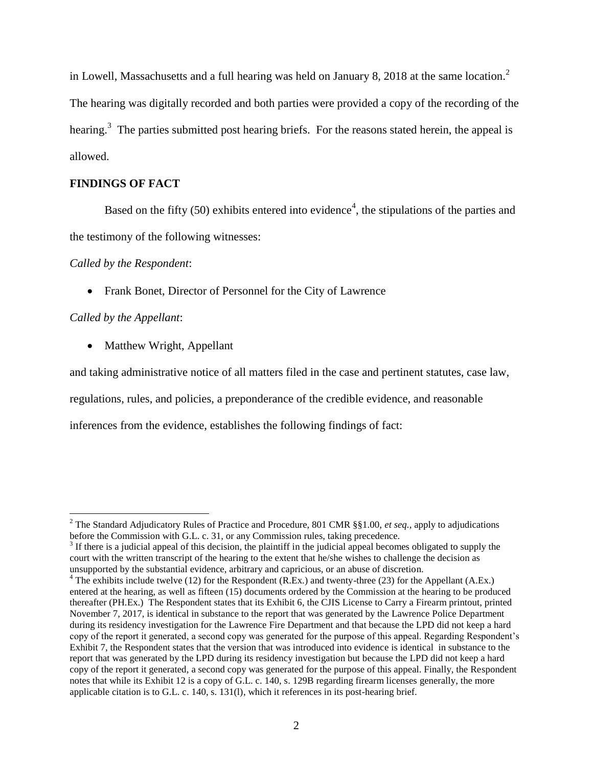in Lowell, Massachusetts and a full hearing was held on January 8, 2018 at the same location.[2] The hearing was digitally recorded and both parties were provided a copy of the recording of the hearing.[3] The parties submitted post hearing briefs. For the reasons stated herein, the appeal is allowed.

## FINDINGS OF FACT

Based on the fifty (50) exhibits entered into evidence[4], the stipulations of the parties and the testimony of the following witnesses:

*Called by the Respondent*:

- Frank Bonet, Director of Personnel for the City of Lawrence

*Called by the Appellant*:

- Matthew Wright, Appellant

and taking administrative notice of all matters filed in the case and pertinent statutes, case law, regulations, rules, and policies, a preponderance of the credible evidence, and reasonable inferences from the evidence, establishes the following findings of fact:

---

[2] The Standard Adjudicatory Rules of Practice and Procedure, 801 CMR §§1.00, *et seq.*, apply to adjudications before the Commission with G.L. c. 31, or any Commission rules, taking precedence.

[3] If there is a judicial appeal of this decision, the plaintiff in the judicial appeal becomes obligated to supply the court with the written transcript of the hearing to the extent that he/she wishes to challenge the decision as unsupported by the substantial evidence, arbitrary and capricious, or an abuse of discretion.

[4] The exhibits include twelve (12) for the Respondent (R.Ex.) and twenty-three (23) for the Appellant (A.Ex.) entered at the hearing, as well as fifteen (15) documents ordered by the Commission at the hearing to be produced thereafter (PH.Ex.) The Respondent states that its Exhibit 6, the CJIS License to Carry a Firearm printout, printed November 7, 2017, is identical in substance to the report that was generated by the Lawrence Police Department during its residency investigation for the Lawrence Fire Department and that because the LPD did not keep a hard copy of the report it generated, a second copy was generated for the purpose of this appeal. Regarding Respondent's Exhibit 7, the Respondent states that the version that was introduced into evidence is identical in substance to the report that was generated by the LPD during its residency investigation but because the LPD did not keep a hard copy of the report it generated, a second copy was generated for the purpose of this appeal. Finally, the Respondent notes that while its Exhibit 12 is a copy of G.L. c. 140, s. 129B regarding firearm licenses generally, the more applicable citation is to G.L. c. 140, s. 131(l), which it references in its post-hearing brief.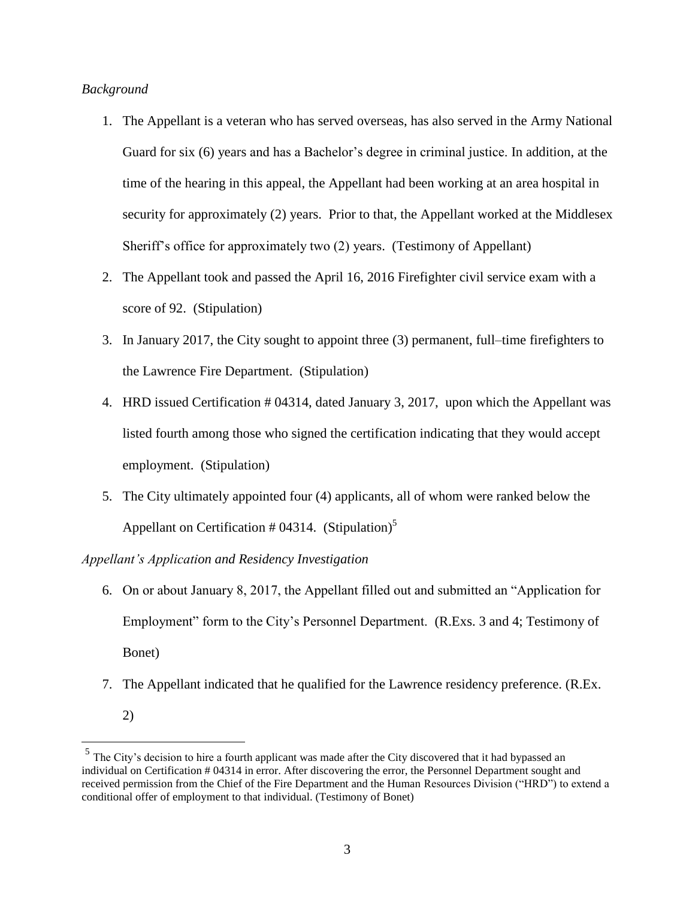*Background*

1. The Appellant is a veteran who has served overseas, has also served in the Army National Guard for six (6) years and has a Bachelor's degree in criminal justice. In addition, at the time of the hearing in this appeal, the Appellant had been working at an area hospital in security for approximately (2) years. Prior to that, the Appellant worked at the Middlesex Sheriff's office for approximately two (2) years. (Testimony of Appellant)
2. The Appellant took and passed the April 16, 2016 Firefighter civil service exam with a score of 92. (Stipulation)
3. In January 2017, the City sought to appoint three (3) permanent, full–time firefighters to the Lawrence Fire Department. (Stipulation)
4. HRD issued Certification # 04314, dated January 3, 2017, upon which the Appellant was listed fourth among those who signed the certification indicating that they would accept employment. (Stipulation)
5. The City ultimately appointed four (4) applicants, all of whom were ranked below the Appellant on Certification # 04314. (Stipulation)[5]

*Appellant's Application and Residency Investigation*

6. On or about January 8, 2017, the Appellant filled out and submitted an "Application for Employment" form to the City's Personnel Department. (R.Exs. 3 and 4; Testimony of Bonet)
7. The Appellant indicated that he qualified for the Lawrence residency preference. (R.Ex. 2)

[5] The City's decision to hire a fourth applicant was made after the City discovered that it had bypassed an individual on Certification # 04314 in error. After discovering the error, the Personnel Department sought and received permission from the Chief of the Fire Department and the Human Resources Division ("HRD") to extend a conditional offer of employment to that individual. (Testimony of Bonet)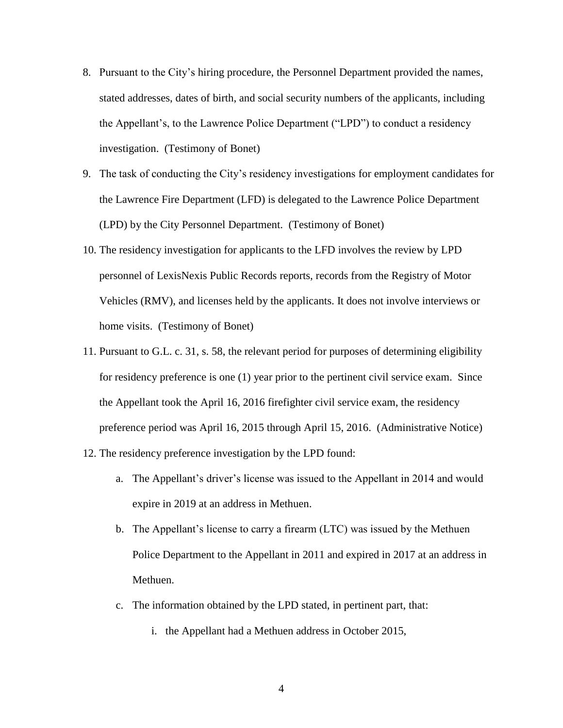8. Pursuant to the City's hiring procedure, the Personnel Department provided the names, stated addresses, dates of birth, and social security numbers of the applicants, including the Appellant's, to the Lawrence Police Department ("LPD") to conduct a residency investigation. (Testimony of Bonet)

9. The task of conducting the City's residency investigations for employment candidates for the Lawrence Fire Department (LFD) is delegated to the Lawrence Police Department (LPD) by the City Personnel Department. (Testimony of Bonet)

10. The residency investigation for applicants to the LFD involves the review by LPD personnel of LexisNexis Public Records reports, records from the Registry of Motor Vehicles (RMV), and licenses held by the applicants. It does not involve interviews or home visits. (Testimony of Bonet)

11. Pursuant to G.L. c. 31, s. 58, the relevant period for purposes of determining eligibility for residency preference is one (1) year prior to the pertinent civil service exam. Since the Appellant took the April 16, 2016 firefighter civil service exam, the residency preference period was April 16, 2015 through April 15, 2016. (Administrative Notice)

12. The residency preference investigation by the LPD found:

    a. The Appellant's driver's license was issued to the Appellant in 2014 and would expire in 2019 at an address in Methuen.

    b. The Appellant's license to carry a firearm (LTC) was issued by the Methuen Police Department to the Appellant in 2011 and expired in 2017 at an address in Methuen.

    c. The information obtained by the LPD stated, in pertinent part, that:

        i. the Appellant had a Methuen address in October 2015,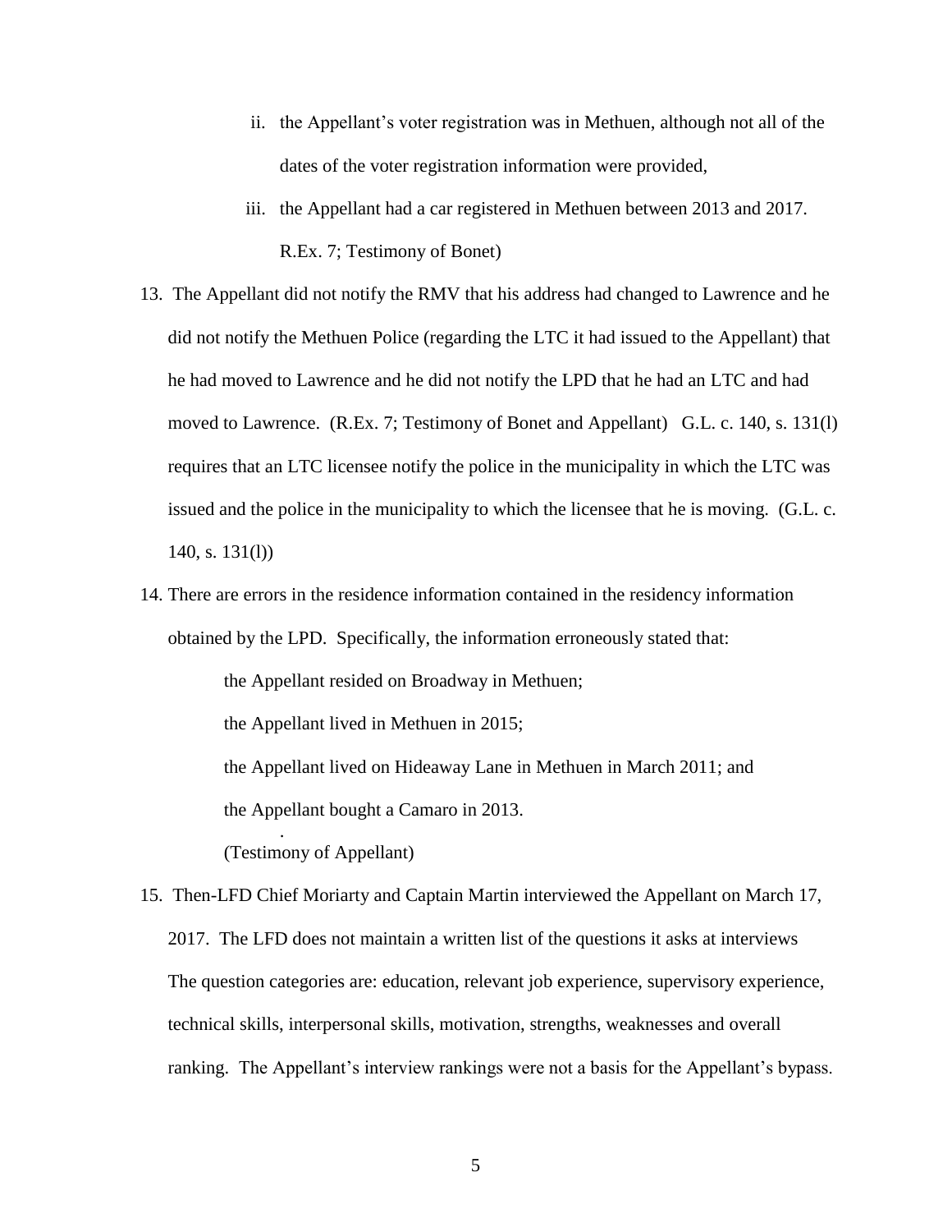ii. the Appellant's voter registration was in Methuen, although not all of the dates of the voter registration information were provided,

iii. the Appellant had a car registered in Methuen between 2013 and 2017. R.Ex. 7; Testimony of Bonet)

13. The Appellant did not notify the RMV that his address had changed to Lawrence and he did not notify the Methuen Police (regarding the LTC it had issued to the Appellant) that he had moved to Lawrence and he did not notify the LPD that he had an LTC and had moved to Lawrence. (R.Ex. 7; Testimony of Bonet and Appellant) G.L. c. 140, s. 131(l) requires that an LTC licensee notify the police in the municipality in which the LTC was issued and the police in the municipality to which the licensee that he is moving. (G.L. c. 140, s. 131(l))

14. There are errors in the residence information contained in the residency information obtained by the LPD. Specifically, the information erroneously stated that:

    the Appellant resided on Broadway in Methuen;

    the Appellant lived in Methuen in 2015;

    the Appellant lived on Hideaway Lane in Methuen in March 2011; and

    the Appellant bought a Camaro in 2013.

    (Testimony of Appellant)

15. Then-LFD Chief Moriarty and Captain Martin interviewed the Appellant on March 17, 2017. The LFD does not maintain a written list of the questions it asks at interviews The question categories are: education, relevant job experience, supervisory experience, technical skills, interpersonal skills, motivation, strengths, weaknesses and overall ranking. The Appellant's interview rankings were not a basis for the Appellant's bypass.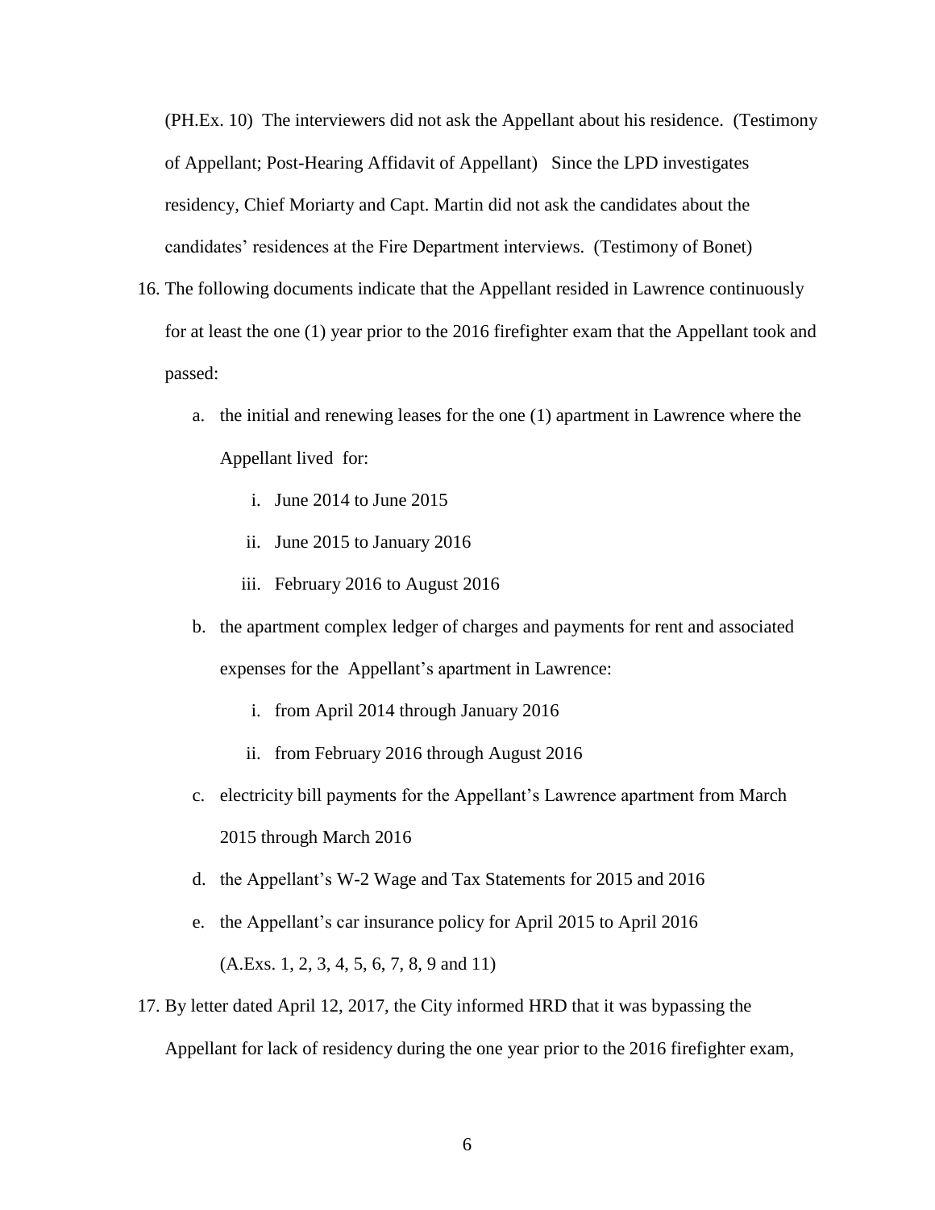(PH.Ex. 10) The interviewers did not ask the Appellant about his residence. (Testimony of Appellant; Post-Hearing Affidavit of Appellant) Since the LPD investigates residency, Chief Moriarty and Capt. Martin did not ask the candidates about the candidates' residences at the Fire Department interviews. (Testimony of Bonet)

16. The following documents indicate that the Appellant resided in Lawrence continuously for at least the one (1) year prior to the 2016 firefighter exam that the Appellant took and passed:
    a. the initial and renewing leases for the one (1) apartment in Lawrence where the Appellant lived for:
        i. June 2014 to June 2015
        ii. June 2015 to January 2016
        iii. February 2016 to August 2016
    b. the apartment complex ledger of charges and payments for rent and associated expenses for the Appellant's apartment in Lawrence:
        i. from April 2014 through January 2016
        ii. from February 2016 through August 2016
    c. electricity bill payments for the Appellant's Lawrence apartment from March 2015 through March 2016
    d. the Appellant's W-2 Wage and Tax Statements for 2015 and 2016
    e. the Appellant's car insurance policy for April 2015 to April 2016

    (A.Exs. 1, 2, 3, 4, 5, 6, 7, 8, 9 and 11)
17. By letter dated April 12, 2017, the City informed HRD that it was bypassing the Appellant for lack of residency during the one year prior to the 2016 firefighter exam,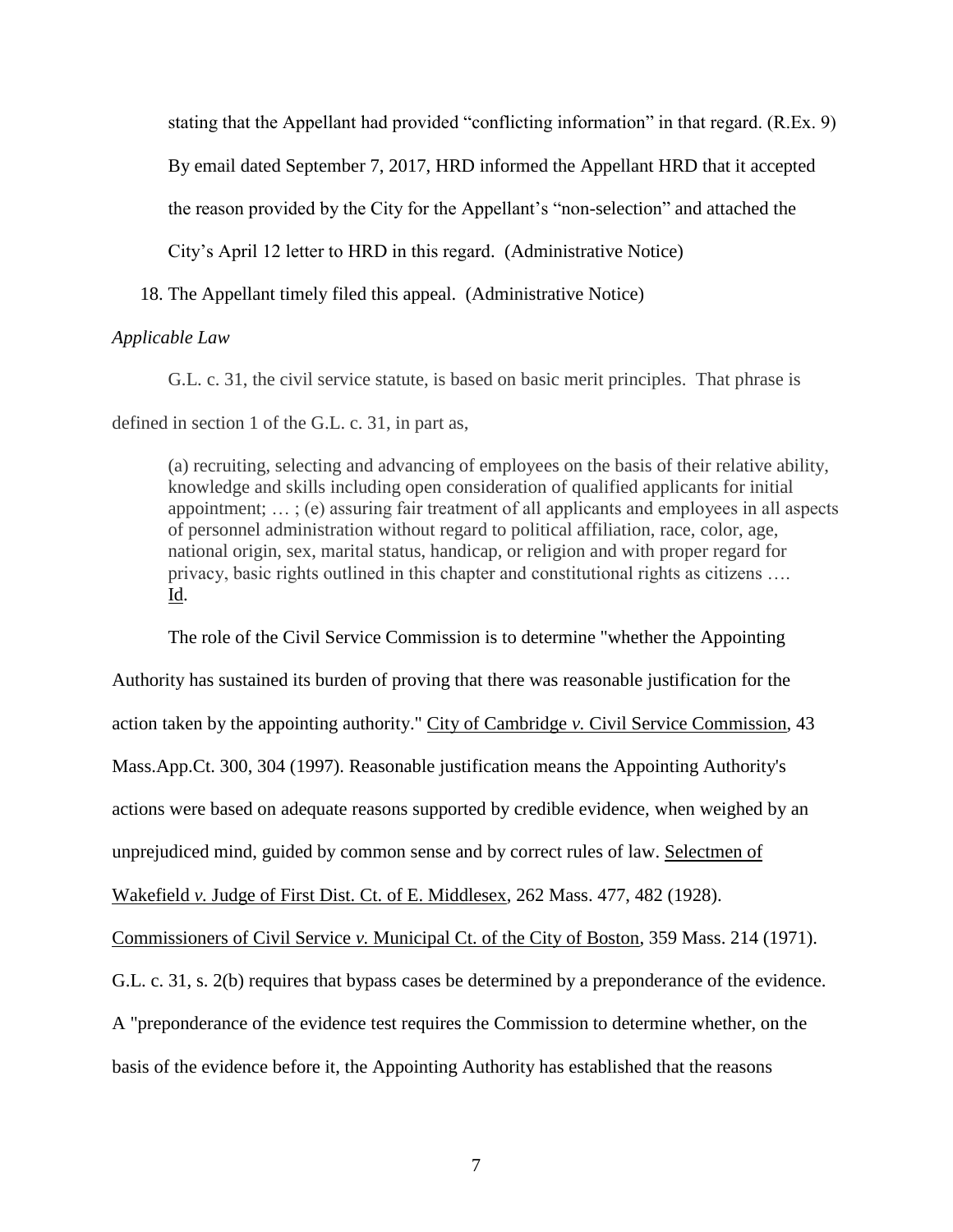stating that the Appellant had provided "conflicting information" in that regard. (R.Ex. 9) By email dated September 7, 2017, HRD informed the Appellant HRD that it accepted the reason provided by the City for the Appellant's "non-selection" and attached the City's April 12 letter to HRD in this regard. (Administrative Notice)

18. The Appellant timely filed this appeal. (Administrative Notice)

*Applicable Law*

G.L. c. 31, the civil service statute, is based on basic merit principles. That phrase is defined in section 1 of the G.L. c. 31, in part as,

> (a) recruiting, selecting and advancing of employees on the basis of their relative ability, knowledge and skills including open consideration of qualified applicants for initial appointment; … ; (e) assuring fair treatment of all applicants and employees in all aspects of personnel administration without regard to political affiliation, race, color, age, national origin, sex, marital status, handicap, or religion and with proper regard for privacy, basic rights outlined in this chapter and constitutional rights as citizens …. Id.

The role of the Civil Service Commission is to determine "whether the Appointing Authority has sustained its burden of proving that there was reasonable justification for the action taken by the appointing authority." City of Cambridge *v.* Civil Service Commission, 43 Mass.App.Ct. 300, 304 (1997). Reasonable justification means the Appointing Authority's actions were based on adequate reasons supported by credible evidence, when weighed by an unprejudiced mind, guided by common sense and by correct rules of law. Selectmen of Wakefield *v.* Judge of First Dist. Ct. of E. Middlesex, 262 Mass. 477, 482 (1928). Commissioners of Civil Service *v.* Municipal Ct. of the City of Boston, 359 Mass. 214 (1971). G.L. c. 31, s. 2(b) requires that bypass cases be determined by a preponderance of the evidence. A "preponderance of the evidence test requires the Commission to determine whether, on the basis of the evidence before it, the Appointing Authority has established that the reasons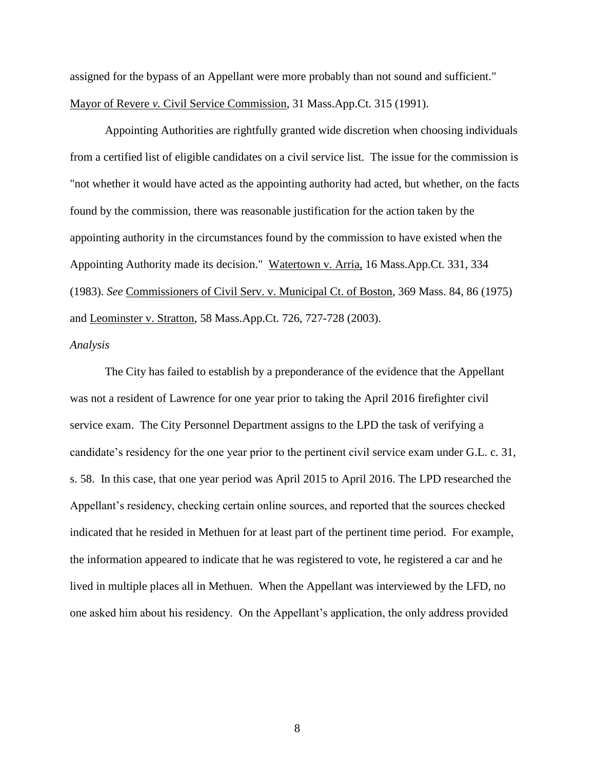assigned for the bypass of an Appellant were more probably than not sound and sufficient." Mayor of Revere *v.* Civil Service Commission, 31 Mass.App.Ct. 315 (1991).

Appointing Authorities are rightfully granted wide discretion when choosing individuals from a certified list of eligible candidates on a civil service list. The issue for the commission is "not whether it would have acted as the appointing authority had acted, but whether, on the facts found by the commission, there was reasonable justification for the action taken by the appointing authority in the circumstances found by the commission to have existed when the Appointing Authority made its decision." Watertown v. Arria, 16 Mass.App.Ct. 331, 334 (1983). *See* Commissioners of Civil Serv. v. Municipal Ct. of Boston, 369 Mass. 84, 86 (1975) and Leominster v. Stratton, 58 Mass.App.Ct. 726, 727-728 (2003).

*Analysis*

The City has failed to establish by a preponderance of the evidence that the Appellant was not a resident of Lawrence for one year prior to taking the April 2016 firefighter civil service exam. The City Personnel Department assigns to the LPD the task of verifying a candidate's residency for the one year prior to the pertinent civil service exam under G.L. c. 31, s. 58. In this case, that one year period was April 2015 to April 2016. The LPD researched the Appellant's residency, checking certain online sources, and reported that the sources checked indicated that he resided in Methuen for at least part of the pertinent time period. For example, the information appeared to indicate that he was registered to vote, he registered a car and he lived in multiple places all in Methuen. When the Appellant was interviewed by the LFD, no one asked him about his residency. On the Appellant's application, the only address provided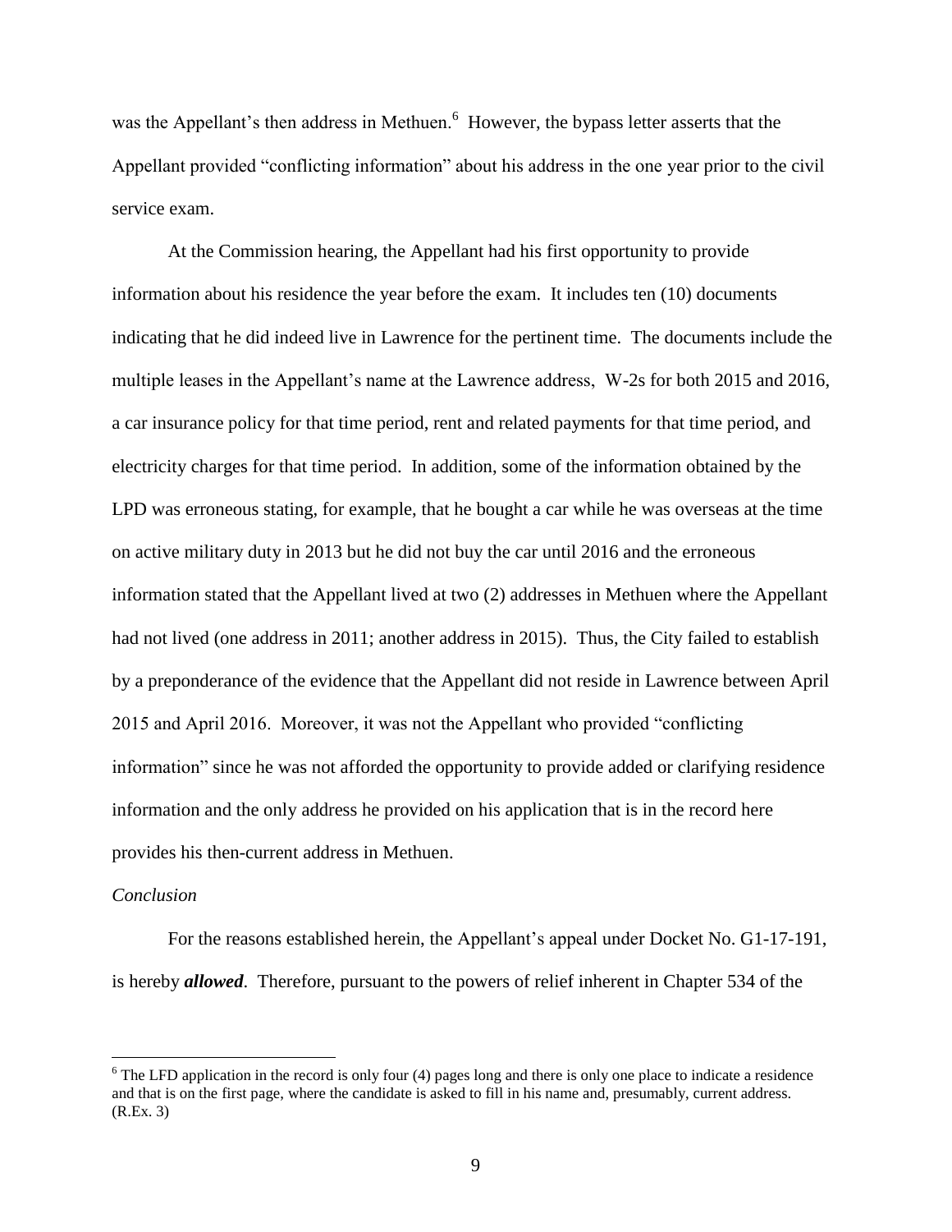was the Appellant's then address in Methuen.[6] However, the bypass letter asserts that the Appellant provided "conflicting information" about his address in the one year prior to the civil service exam.

At the Commission hearing, the Appellant had his first opportunity to provide information about his residence the year before the exam. It includes ten (10) documents indicating that he did indeed live in Lawrence for the pertinent time. The documents include the multiple leases in the Appellant's name at the Lawrence address, W-2s for both 2015 and 2016, a car insurance policy for that time period, rent and related payments for that time period, and electricity charges for that time period. In addition, some of the information obtained by the LPD was erroneous stating, for example, that he bought a car while he was overseas at the time on active military duty in 2013 but he did not buy the car until 2016 and the erroneous information stated that the Appellant lived at two (2) addresses in Methuen where the Appellant had not lived (one address in 2011; another address in 2015). Thus, the City failed to establish by a preponderance of the evidence that the Appellant did not reside in Lawrence between April 2015 and April 2016. Moreover, it was not the Appellant who provided "conflicting information" since he was not afforded the opportunity to provide added or clarifying residence information and the only address he provided on his application that is in the record here provides his then-current address in Methuen.

*Conclusion*

For the reasons established herein, the Appellant's appeal under Docket No. G1-17-191, is hereby ***allowed***. Therefore, pursuant to the powers of relief inherent in Chapter 534 of the

[6] The LFD application in the record is only four (4) pages long and there is only one place to indicate a residence and that is on the first page, where the candidate is asked to fill in his name and, presumably, current address. (R.Ex. 3)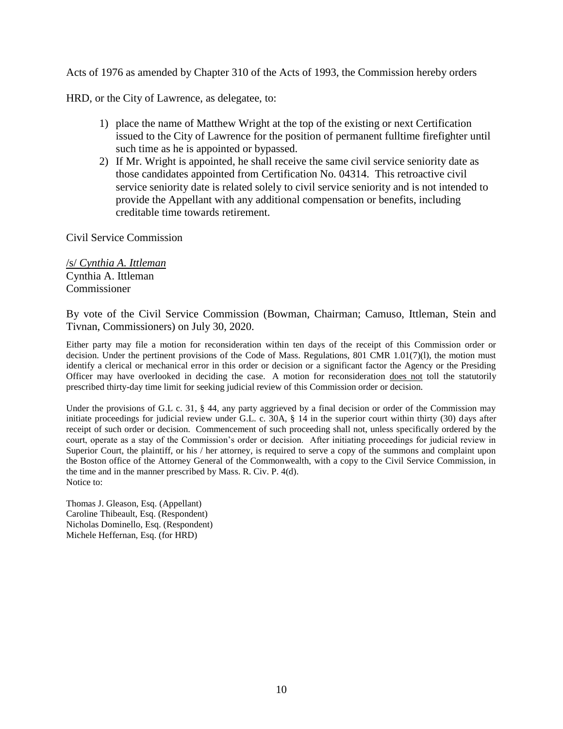Acts of 1976 as amended by Chapter 310 of the Acts of 1993, the Commission hereby orders HRD, or the City of Lawrence, as delegatee, to:

1) place the name of Matthew Wright at the top of the existing or next Certification issued to the City of Lawrence for the position of permanent fulltime firefighter until such time as he is appointed or bypassed.
2) If Mr. Wright is appointed, he shall receive the same civil service seniority date as those candidates appointed from Certification No. 04314. This retroactive civil service seniority date is related solely to civil service seniority and is not intended to provide the Appellant with any additional compensation or benefits, including creditable time towards retirement.

Civil Service Commission

/s/ *Cynthia A. Ittleman*
Cynthia A. Ittleman
Commissioner

By vote of the Civil Service Commission (Bowman, Chairman; Camuso, Ittleman, Stein and Tivnan, Commissioners) on July 30, 2020.

Either party may file a motion for reconsideration within ten days of the receipt of this Commission order or decision. Under the pertinent provisions of the Code of Mass. Regulations, 801 CMR 1.01(7)(l), the motion must identify a clerical or mechanical error in this order or decision or a significant factor the Agency or the Presiding Officer may have overlooked in deciding the case. A motion for reconsideration does not toll the statutorily prescribed thirty-day time limit for seeking judicial review of this Commission order or decision.

Under the provisions of G.L c. 31, § 44, any party aggrieved by a final decision or order of the Commission may initiate proceedings for judicial review under G.L. c. 30A, § 14 in the superior court within thirty (30) days after receipt of such order or decision. Commencement of such proceeding shall not, unless specifically ordered by the court, operate as a stay of the Commission's order or decision. After initiating proceedings for judicial review in Superior Court, the plaintiff, or his / her attorney, is required to serve a copy of the summons and complaint upon the Boston office of the Attorney General of the Commonwealth, with a copy to the Civil Service Commission, in the time and in the manner prescribed by Mass. R. Civ. P. 4(d).
Notice to:

Thomas J. Gleason, Esq. (Appellant)
Caroline Thibeault, Esq. (Respondent)
Nicholas Dominello, Esq. (Respondent)
Michele Heffernan, Esq. (for HRD)